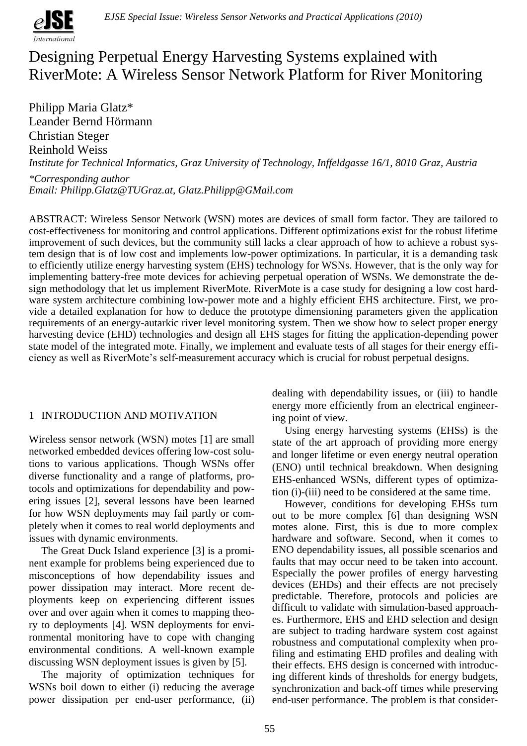# Designing Perpetual Energy Harvesting Systems explained with RiverMote: A Wireless Sensor Network Platform for River Monitoring

Philipp Maria Glatz*
Leander Bernd Hörmann
Christian Steger
Reinhold Weiss

*Institute for Technical Informatics, Graz University of Technology, Inffeldgasse 16/1, 8010 Graz, Austria*

*\*Corresponding author*
*Email: Philipp.Glatz@TUGraz.at, Glatz.Philipp@GMail.com*

ABSTRACT: Wireless Sensor Network (WSN) motes are devices of small form factor. They are tailored to cost-effectiveness for monitoring and control applications. Different optimizations exist for the robust lifetime improvement of such devices, but the community still lacks a clear approach of how to achieve a robust system design that is of low cost and implements low-power optimizations. In particular, it is a demanding task to efficiently utilize energy harvesting system (EHS) technology for WSNs. However, that is the only way for implementing battery-free mote devices for achieving perpetual operation of WSNs. We demonstrate the design methodology that let us implement RiverMote. RiverMote is a case study for designing a low cost hardware system architecture combining low-power mote and a highly efficient EHS architecture. First, we provide a detailed explanation for how to deduce the prototype dimensioning parameters given the application requirements of an energy-autarkic river level monitoring system. Then we show how to select proper energy harvesting device (EHD) technologies and design all EHS stages for fitting the application-depending power state model of the integrated mote. Finally, we implement and evaluate tests of all stages for their energy efficiency as well as RiverMote's self-measurement accuracy which is crucial for robust perpetual designs.

## 1 INTRODUCTION AND MOTIVATION

Wireless sensor network (WSN) motes [1] are small networked embedded devices offering low-cost solutions to various applications. Though WSNs offer diverse functionality and a range of platforms, protocols and optimizations for dependability and powering issues [2], several lessons have been learned for how WSN deployments may fail partly or completely when it comes to real world deployments and issues with dynamic environments.

The Great Duck Island experience [3] is a prominent example for problems being experienced due to misconceptions of how dependability issues and power dissipation may interact. More recent deployments keep on experiencing different issues over and over again when it comes to mapping theory to deployments [4]. WSN deployments for environmental monitoring have to cope with changing environmental conditions. A well-known example discussing WSN deployment issues is given by [5].

The majority of optimization techniques for WSNs boil down to either (i) reducing the average power dissipation per end-user performance, (ii) dealing with dependability issues, or (iii) to handle energy more efficiently from an electrical engineering point of view.

Using energy harvesting systems (EHSs) is the state of the art approach of providing more energy and longer lifetime or even energy neutral operation (ENO) until technical breakdown. When designing EHS-enhanced WSNs, different types of optimization (i)-(iii) need to be considered at the same time.

However, conditions for developing EHSs turn out to be more complex [6] than designing WSN motes alone. First, this is due to more complex hardware and software. Second, when it comes to ENO dependability issues, all possible scenarios and faults that may occur need to be taken into account. Especially the power profiles of energy harvesting devices (EHDs) and their effects are not precisely predictable. Therefore, protocols and policies are difficult to validate with simulation-based approaches. Furthermore, EHS and EHD selection and design are subject to trading hardware system cost against robustness and computational complexity when profiling and estimating EHD profiles and dealing with their effects. EHS design is concerned with introducing different kinds of thresholds for energy budgets, synchronization and back-off times while preserving end-user performance. The problem is that consider-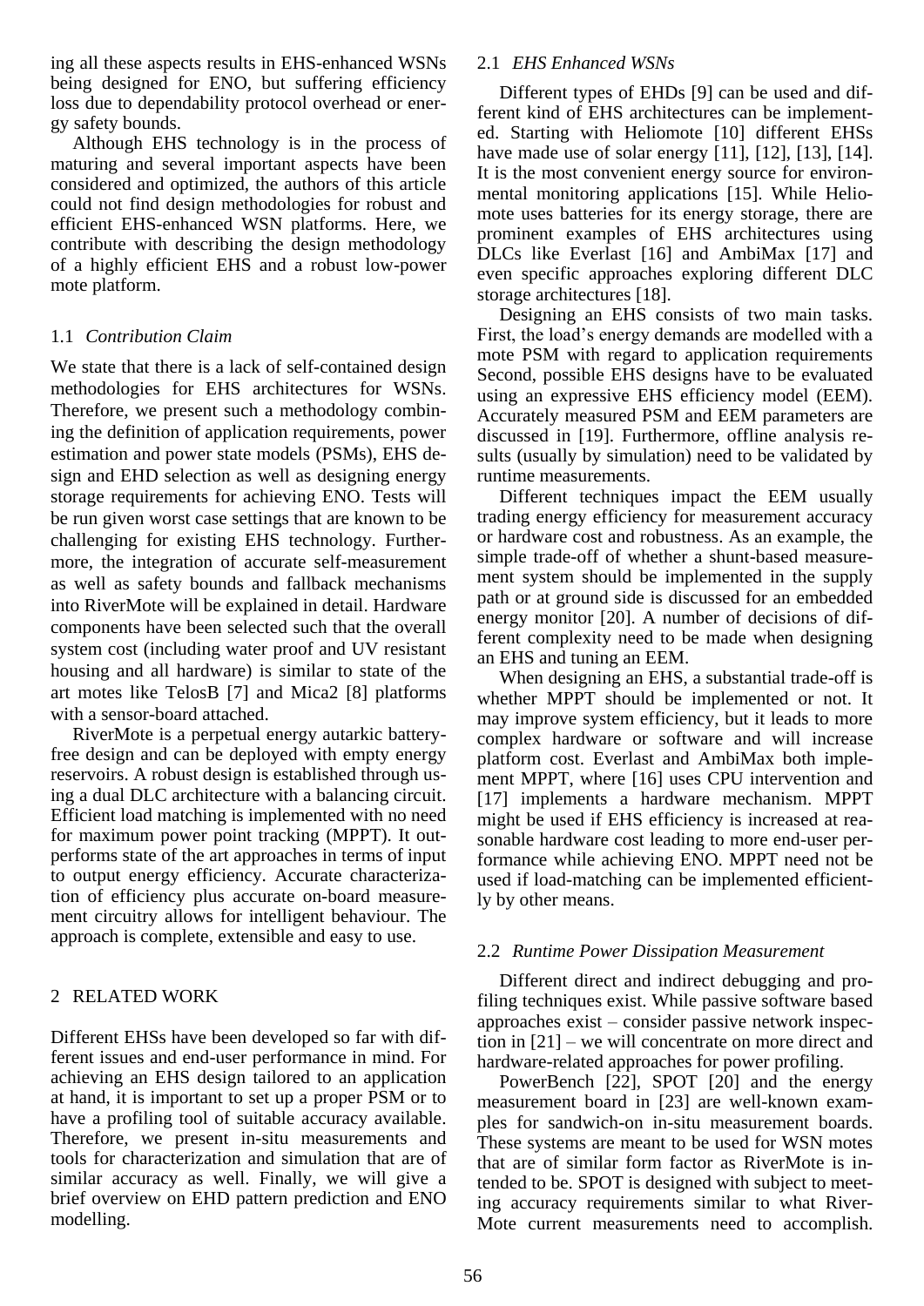ing all these aspects results in EHS-enhanced WSNs being designed for ENO, but suffering efficiency loss due to dependability protocol overhead or energy safety bounds.

Although EHS technology is in the process of maturing and several important aspects have been considered and optimized, the authors of this article could not find design methodologies for robust and efficient EHS-enhanced WSN platforms. Here, we contribute with describing the design methodology of a highly efficient EHS and a robust low-power mote platform.

### 1.1 *Contribution Claim*

We state that there is a lack of self-contained design methodologies for EHS architectures for WSNs. Therefore, we present such a methodology combining the definition of application requirements, power estimation and power state models (PSMs), EHS design and EHD selection as well as designing energy storage requirements for achieving ENO. Tests will be run given worst case settings that are known to be challenging for existing EHS technology. Furthermore, the integration of accurate self-measurement as well as safety bounds and fallback mechanisms into RiverMote will be explained in detail. Hardware components have been selected such that the overall system cost (including water proof and UV resistant housing and all hardware) is similar to state of the art motes like TelosB [7] and Mica2 [8] platforms with a sensor-board attached.

RiverMote is a perpetual energy autarkic battery-free design and can be deployed with empty energy reservoirs. A robust design is established through using a dual DLC architecture with a balancing circuit. Efficient load matching is implemented with no need for maximum power point tracking (MPPT). It outperforms state of the art approaches in terms of input to output energy efficiency. Accurate characterization of efficiency plus accurate on-board measurement circuitry allows for intelligent behaviour. The approach is complete, extensible and easy to use.

## 2 RELATED WORK

Different EHSs have been developed so far with different issues and end-user performance in mind. For achieving an EHS design tailored to an application at hand, it is important to set up a proper PSM or to have a profiling tool of suitable accuracy available. Therefore, we present in-situ measurements and tools for characterization and simulation that are of similar accuracy as well. Finally, we will give a brief overview on EHD pattern prediction and ENO modelling.

### 2.1 *EHS Enhanced WSNs*

Different types of EHDs [9] can be used and different kind of EHS architectures can be implemented. Starting with Heliomote [10] different EHSs have made use of solar energy [11], [12], [13], [14]. It is the most convenient energy source for environmental monitoring applications [15]. While Heliomote uses batteries for its energy storage, there are prominent examples of EHS architectures using DLCs like Everlast [16] and AmbiMax [17] and even specific approaches exploring different DLC storage architectures [18].

Designing an EHS consists of two main tasks. First, the load's energy demands are modelled with a mote PSM with regard to application requirements Second, possible EHS designs have to be evaluated using an expressive EHS efficiency model (EEM). Accurately measured PSM and EEM parameters are discussed in [19]. Furthermore, offline analysis results (usually by simulation) need to be validated by runtime measurements.

Different techniques impact the EEM usually trading energy efficiency for measurement accuracy or hardware cost and robustness. As an example, the simple trade-off of whether a shunt-based measurement system should be implemented in the supply path or at ground side is discussed for an embedded energy monitor [20]. A number of decisions of different complexity need to be made when designing an EHS and tuning an EEM.

When designing an EHS, a substantial trade-off is whether MPPT should be implemented or not. It may improve system efficiency, but it leads to more complex hardware or software and will increase platform cost. Everlast and AmbiMax both implement MPPT, where [16] uses CPU intervention and [17] implements a hardware mechanism. MPPT might be used if EHS efficiency is increased at reasonable hardware cost leading to more end-user performance while achieving ENO. MPPT need not be used if load-matching can be implemented efficiently by other means.

### 2.2 *Runtime Power Dissipation Measurement*

Different direct and indirect debugging and profiling techniques exist. While passive software based approaches exist – consider passive network inspection in [21] – we will concentrate on more direct and hardware-related approaches for power profiling.

PowerBench [22], SPOT [20] and the energy measurement board in [23] are well-known examples for sandwich-on in-situ measurement boards. These systems are meant to be used for WSN motes that are of similar form factor as RiverMote is intended to be. SPOT is designed with subject to meeting accuracy requirements similar to what RiverMote current measurements need to accomplish.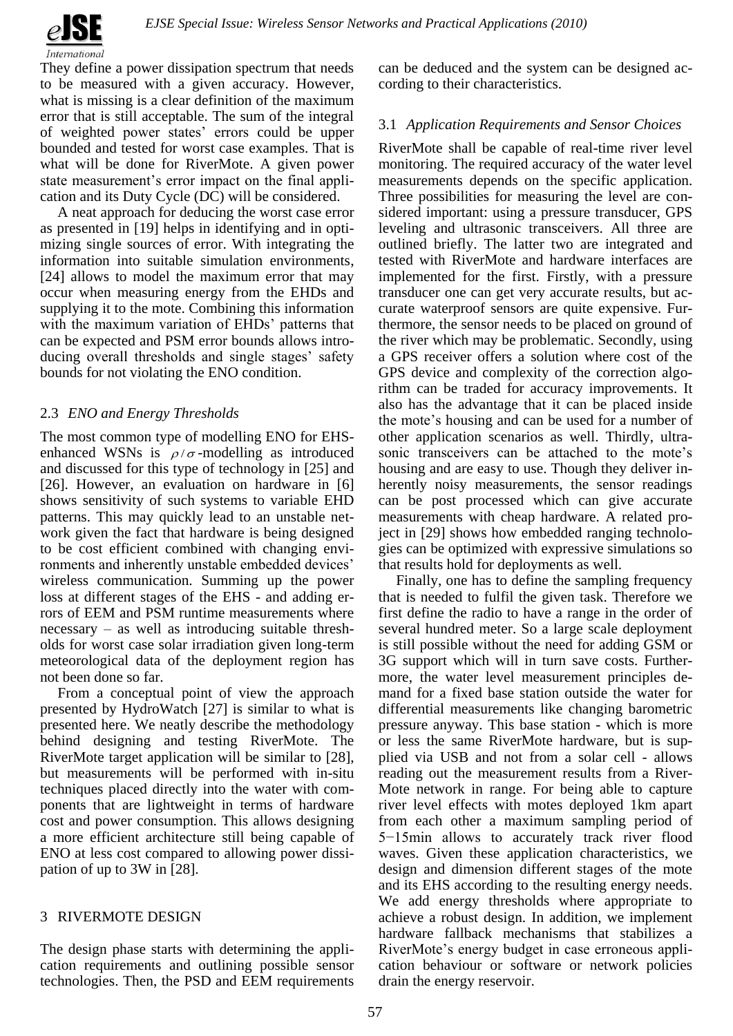They define a power dissipation spectrum that needs to be measured with a given accuracy. However, what is missing is a clear definition of the maximum error that is still acceptable. The sum of the integral of weighted power states' errors could be upper bounded and tested for worst case examples. That is what will be done for RiverMote. A given power state measurement's error impact on the final application and its Duty Cycle (DC) will be considered.

A neat approach for deducing the worst case error as presented in [19] helps in identifying and in optimizing single sources of error. With integrating the information into suitable simulation environments, [24] allows to model the maximum error that may occur when measuring energy from the EHDs and supplying it to the mote. Combining this information with the maximum variation of EHDs' patterns that can be expected and PSM error bounds allows introducing overall thresholds and single stages' safety bounds for not violating the ENO condition.

### 2.3 *ENO and Energy Thresholds*

The most common type of modelling ENO for EHS-enhanced WSNs is $\rho / \sigma$-modelling as introduced and discussed for this type of technology in [25] and [26]. However, an evaluation on hardware in [6] shows sensitivity of such systems to variable EHD patterns. This may quickly lead to an unstable network given the fact that hardware is being designed to be cost efficient combined with changing environments and inherently unstable embedded devices' wireless communication. Summing up the power loss at different stages of the EHS - and adding errors of EEM and PSM runtime measurements where necessary – as well as introducing suitable thresholds for worst case solar irradiation given long-term meteorological data of the deployment region has not been done so far.

From a conceptual point of view the approach presented by HydroWatch [27] is similar to what is presented here. We neatly describe the methodology behind designing and testing RiverMote. The RiverMote target application will be similar to [28], but measurements will be performed with in-situ techniques placed directly into the water with components that are lightweight in terms of hardware cost and power consumption. This allows designing a more efficient architecture still being capable of ENO at less cost compared to allowing power dissipation of up to 3W in [28].

## 3 RIVERMOTE DESIGN

The design phase starts with determining the application requirements and outlining possible sensor technologies. Then, the PSD and EEM requirements can be deduced and the system can be designed according to their characteristics.

### 3.1 *Application Requirements and Sensor Choices*

RiverMote shall be capable of real-time river level monitoring. The required accuracy of the water level measurements depends on the specific application. Three possibilities for measuring the level are considered important: using a pressure transducer, GPS leveling and ultrasonic transceivers. All three are outlined briefly. The latter two are integrated and tested with RiverMote and hardware interfaces are implemented for the first. Firstly, with a pressure transducer one can get very accurate results, but accurate waterproof sensors are quite expensive. Furthermore, the sensor needs to be placed on ground of the river which may be problematic. Secondly, using a GPS receiver offers a solution where cost of the GPS device and complexity of the correction algorithm can be traded for accuracy improvements. It also has the advantage that it can be placed inside the mote's housing and can be used for a number of other application scenarios as well. Thirdly, ultrasonic transceivers can be attached to the mote's housing and are easy to use. Though they deliver inherently noisy measurements, the sensor readings can be post processed which can give accurate measurements with cheap hardware. A related project in [29] shows how embedded ranging technologies can be optimized with expressive simulations so that results hold for deployments as well.

Finally, one has to define the sampling frequency that is needed to fulfil the given task. Therefore we first define the radio to have a range in the order of several hundred meter. So a large scale deployment is still possible without the need for adding GSM or 3G support which will in turn save costs. Furthermore, the water level measurement principles demand for a fixed base station outside the water for differential measurements like changing barometric pressure anyway. This base station - which is more or less the same RiverMote hardware, but is supplied via USB and not from a solar cell - allows reading out the measurement results from a RiverMote network in range. For being able to capture river level effects with motes deployed 1km apart from each other a maximum sampling period of 5−15min allows to accurately track river flood waves. Given these application characteristics, we design and dimension different stages of the mote and its EHS according to the resulting energy needs. We add energy thresholds where appropriate to achieve a robust design. In addition, we implement hardware fallback mechanisms that stabilizes a RiverMote's energy budget in case erroneous application behaviour or software or network policies drain the energy reservoir.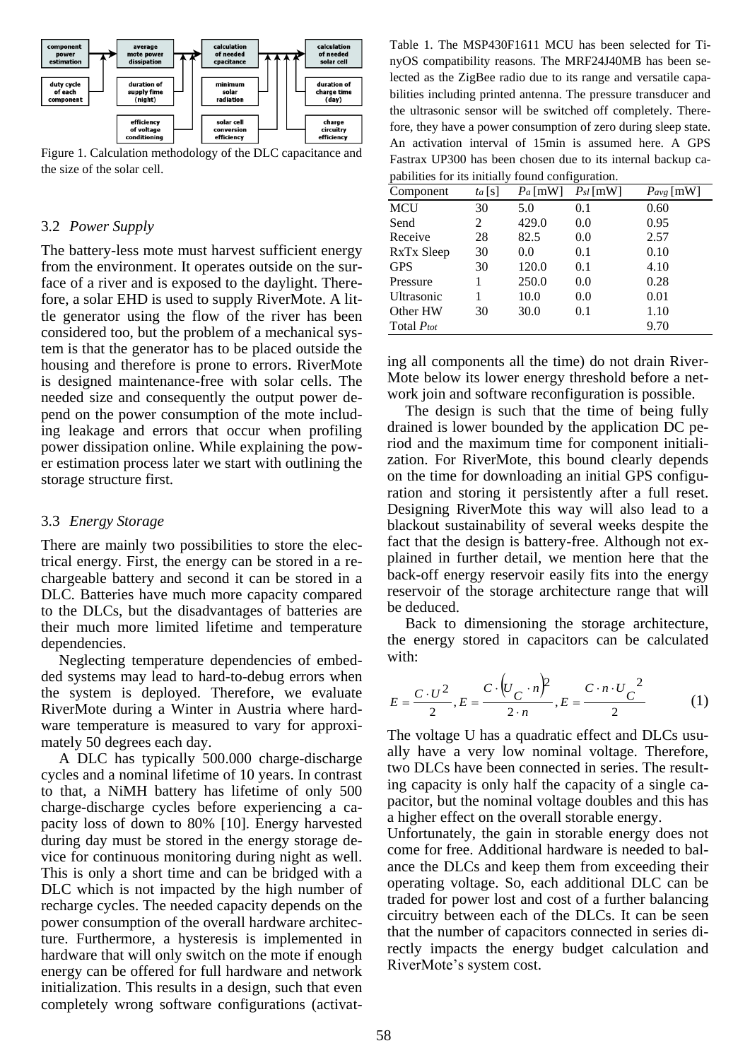Figure 1. Calculation methodology of the DLC capacitance and the size of the solar cell.

### 3.2 *Power Supply*

The battery-less mote must harvest sufficient energy from the environment. It operates outside on the surface of a river and is exposed to the daylight. Therefore, a solar EHD is used to supply RiverMote. A little generator using the flow of the river has been considered too, but the problem of a mechanical system is that the generator has to be placed outside the housing and therefore is prone to errors. RiverMote is designed maintenance-free with solar cells. The needed size and consequently the output power depend on the power consumption of the mote including leakage and errors that occur when profiling power dissipation online. While explaining the power estimation process later we start with outlining the storage structure first.

### 3.3 *Energy Storage*

There are mainly two possibilities to store the electrical energy. First, the energy can be stored in a rechargeable battery and second it can be stored in a DLC. Batteries have much more capacity compared to the DLCs, but the disadvantages of batteries are their much more limited lifetime and temperature dependencies.

Neglecting temperature dependencies of embedded systems may lead to hard-to-debug errors when the system is deployed. Therefore, we evaluate RiverMote during a Winter in Austria where hardware temperature is measured to vary for approximately 50 degrees each day.

A DLC has typically 500.000 charge-discharge cycles and a nominal lifetime of 10 years. In contrast to that, a NiMH battery has lifetime of only 500 charge-discharge cycles before experiencing a capacity loss of down to 80% [10]. Energy harvested during day must be stored in the energy storage device for continuous monitoring during night as well. This is only a short time and can be bridged with a DLC which is not impacted by the high number of recharge cycles. The needed capacity depends on the power consumption of the overall hardware architecture. Furthermore, a hysteresis is implemented in hardware that will only switch on the mote if enough energy can be offered for full hardware and network initialization. This results in a design, such that even completely wrong software configurations (activating all components all the time) do not drain RiverMote below its lower energy threshold before a network join and software reconfiguration is possible.

Table 1. The MSP430F1611 MCU has been selected for TinyOS compatibility reasons. The MRF24J40MB has been selected as the ZigBee radio due to its range and versatile capabilities including printed antenna. The pressure transducer and the ultrasonic sensor will be switched off completely. Therefore, they have a power consumption of zero during sleep state. An activation interval of 15min is assumed here. A GPS Fastrax UP300 has been chosen due to its internal backup capabilities for its initially found configuration.

| Component | $t_a$ [s] | $P_a$ [mW] | $P_{sl}$ [mW] | $P_{avg}$ [mW] |
|---|---|---|---|---|
| MCU | 30 | 5.0 | 0.1 | 0.60 |
| Send | 2 | 429.0 | 0.0 | 0.95 |
| Receive | 28 | 82.5 | 0.0 | 2.57 |
| RxTx Sleep | 30 | 0.0 | 0.1 | 0.10 |
| GPS | 30 | 120.0 | 0.1 | 4.10 |
| Pressure | 1 | 250.0 | 0.0 | 0.28 |
| Ultrasonic | 1 | 10.0 | 0.0 | 0.01 |
| Other HW | 30 | 30.0 | 0.1 | 1.10 |
| Total $P_{tot}$ | | | | 9.70 |

The design is such that the time of being fully drained is lower bounded by the application DC period and the maximum time for component initialization. For RiverMote, this bound clearly depends on the time for downloading an initial GPS configuration and storing it persistently after a full reset. Designing RiverMote this way will also lead to a blackout sustainability of several weeks despite the fact that the design is battery-free. Although not explained in further detail, we mention here that the back-off energy reservoir easily fits into the energy reservoir of the storage architecture range that will be deduced.

Back to dimensioning the storage architecture, the energy stored in capacitors can be calculated with:

$$E = \frac{C \cdot U^2}{2}, E = \frac{C \cdot \left(U_C \cdot n\right)^2}{2 \cdot n}, E = \frac{C \cdot n \cdot U_C^{\ 2}}{2} \qquad (1)$$

The voltage U has a quadratic effect and DLCs usually have a very low nominal voltage. Therefore, two DLCs have been connected in series. The resulting capacity is only half the capacity of a single capacitor, but the nominal voltage doubles and this has a higher effect on the overall storable energy.

Unfortunately, the gain in storable energy does not come for free. Additional hardware is needed to balance the DLCs and keep them from exceeding their operating voltage. So, each additional DLC can be traded for power lost and cost of a further balancing circuitry between each of the DLCs. It can be seen that the number of capacitors connected in series directly impacts the energy budget calculation and RiverMote's system cost.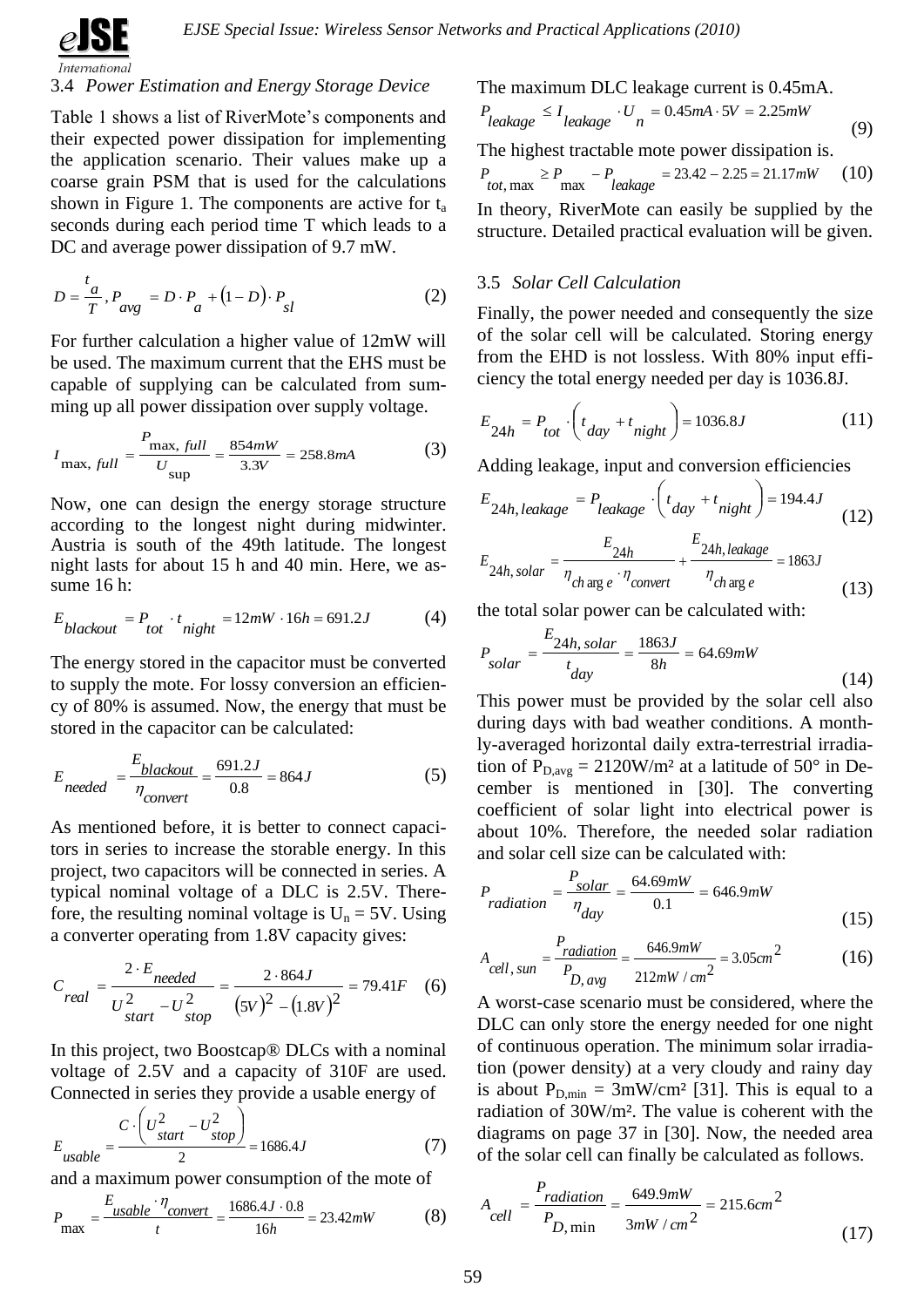### 3.4 *Power Estimation and Energy Storage Device*

Table 1 shows a list of RiverMote's components and their expected power dissipation for implementing the application scenario. Their values make up a coarse grain PSM that is used for the calculations shown in Figure 1. The components are active for $t_a$ seconds during each period time T which leads to a DC and average power dissipation of 9.7 mW.

$$D = \frac{t_a}{T}, P_{avg} = D \cdot P_a + (1 - D) \cdot P_{sl} \tag{2}$$

For further calculation a higher value of 12mW will be used. The maximum current that the EHS must be capable of supplying can be calculated from summing up all power dissipation over supply voltage.

$$I_{\max,\,full} = \frac{P_{\max,\,full}}{U_{\sup}} = \frac{854mW}{3.3V} = 258.8mA \tag{3}$$

Now, one can design the energy storage structure according to the longest night during midwinter. Austria is south of the 49th latitude. The longest night lasts for about 15 h and 40 min. Here, we assume 16 h:

$$E_{blackout} = P_{tot} \cdot t_{night} = 12mW \cdot 16h = 691.2J \tag{4}$$

The energy stored in the capacitor must be converted to supply the mote. For lossy conversion an efficiency of 80% is assumed. Now, the energy that must be stored in the capacitor can be calculated:

$$E_{needed} = \frac{E_{blackout}}{\eta_{convert}} = \frac{691.2J}{0.8} = 864J \tag{5}$$

As mentioned before, it is better to connect capacitors in series to increase the storable energy. In this project, two capacitors will be connected in series. A typical nominal voltage of a DLC is 2.5V. Therefore, the resulting nominal voltage is $U_n = 5V$. Using a converter operating from 1.8V capacity gives:

$$C_{real} = \frac{2 \cdot E_{needed}}{U_{start}^2 - U_{stop}^2} = \frac{2 \cdot 864J}{(5V)^2 - (1.8V)^2} = 79.41F \tag{6}$$

In this project, two Boostcap® DLCs with a nominal voltage of 2.5V and a capacity of 310F are used. Connected in series they provide a usable energy of

$$E_{usable} = \frac{C \cdot \left(U_{start}^2 - U_{stop}^2\right)}{2} = 1686.4J \tag{7}$$

and a maximum power consumption of the mote of

$$P_{\max} = \frac{E_{usable} \cdot \eta_{convert}}{t} = \frac{1686.4J \cdot 0.8}{16h} = 23.42mW \tag{8}$$

The maximum DLC leakage current is 0.45mA.

$$P_{leakage} \leq I_{leakage} \cdot U_n = 0.45mA \cdot 5V = 2.25mW \tag{9}$$

The highest tractable mote power dissipation is.

$$P_{tot,\max} \geq P_{\max} - P_{leakage} = 23.42 - 2.25 = 21.17mW \tag{10}$$

In theory, RiverMote can easily be supplied by the structure. Detailed practical evaluation will be given.

### 3.5 *Solar Cell Calculation*

Finally, the power needed and consequently the size of the solar cell will be calculated. Storing energy from the EHD is not lossless. With 80% input efficiency the total energy needed per day is 1036.8J.

$$E_{24h} = P_{tot} \cdot \left(t_{day} + t_{night}\right) = 1036.8J \tag{11}$$

Adding leakage, input and conversion efficiencies

$$E_{24h,\,leakage} = P_{leakage} \cdot \left(t_{day} + t_{night}\right) = 194.4J \tag{12}$$

$$E_{24h,\,solar} = \frac{E_{24h}}{\eta_{charge} \cdot \eta_{convert}} + \frac{E_{24h,\,leakage}}{\eta_{charge}} = 1863J \tag{13}$$

the total solar power can be calculated with:

$$P_{solar} = \frac{E_{24h,\,solar}}{t_{day}} = \frac{1863J}{8h} = 64.69mW \tag{14}$$

This power must be provided by the solar cell also during days with bad weather conditions. A monthly-averaged horizontal daily extra-terrestrial irradiation of $P_{D,avg}$ = 2120W/m² at a latitude of 50° in December is mentioned in [30]. The converting coefficient of solar light into electrical power is about 10%. Therefore, the needed solar radiation and solar cell size can be calculated with:

$$P_{radiation} = \frac{P_{solar}}{\eta_{day}} = \frac{64.69mW}{0.1} = 646.9mW \tag{15}$$

$$A_{cell,\,sun} = \frac{P_{radiation}}{P_{D,avg}} = \frac{646.9mW}{212mW/cm^2} = 3.05cm^2 \tag{16}$$

A worst-case scenario must be considered, where the DLC can only store the energy needed for one night of continuous operation. The minimum solar irradiation (power density) at a very cloudy and rainy day is about $P_{D,min}$ = 3mW/cm² [31]. This is equal to a radiation of 30W/m². The value is coherent with the diagrams on page 37 in [30]. Now, the needed area of the solar cell can finally be calculated as follows.

$$A_{cell} = \frac{P_{radiation}}{P_{D,\min}} = \frac{649.9mW}{3mW/cm^2} = 215.6cm^2 \tag{17}$$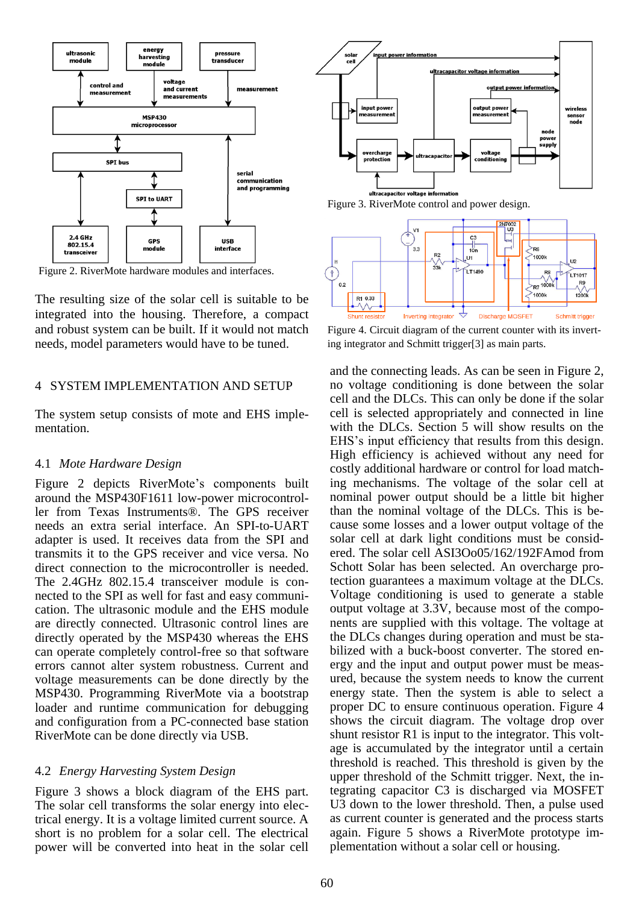Figure 2. RiverMote hardware modules and interfaces.

The resulting size of the solar cell is suitable to be integrated into the housing. Therefore, a compact and robust system can be built. If it would not match needs, model parameters would have to be tuned.

## 4 SYSTEM IMPLEMENTATION AND SETUP

The system setup consists of mote and EHS implementation.

### 4.1 *Mote Hardware Design*

Figure 2 depicts RiverMote's components built around the MSP430F1611 low-power microcontroller from Texas Instruments®. The GPS receiver needs an extra serial interface. An SPI-to-UART adapter is used. It receives data from the SPI and transmits it to the GPS receiver and vice versa. No direct connection to the microcontroller is needed. The 2.4GHz 802.15.4 transceiver module is connected to the SPI as well for fast and easy communication. The ultrasonic module and the EHS module are directly connected. Ultrasonic control lines are directly operated by the MSP430 whereas the EHS can operate completely control-free so that software errors cannot alter system robustness. Current and voltage measurements can be done directly by the MSP430. Programming RiverMote via a bootstrap loader and runtime communication for debugging and configuration from a PC-connected base station RiverMote can be done directly via USB.

### 4.2 *Energy Harvesting System Design*

Figure 3 shows a block diagram of the EHS part. The solar cell transforms the solar energy into electrical energy. It is a voltage limited current source. A short is no problem for a solar cell. The electrical power will be converted into heat in the solar cell and the connecting leads. As can be seen in Figure 2, no voltage conditioning is done between the solar cell and the DLCs. This can only be done if the solar cell is selected appropriately and connected in line with the DLCs. Section 5 will show results on the EHS's input efficiency that results from this design. High efficiency is achieved without any need for costly additional hardware or control for load matching mechanisms. The voltage of the solar cell at nominal power output should be a little bit higher than the nominal voltage of the DLCs. This is because some losses and a lower output voltage of the solar cell at dark light conditions must be considered. The solar cell ASI3Oo05/162/192FAmod from Schott Solar has been selected. An overcharge protection guarantees a maximum voltage at the DLCs. Voltage conditioning is used to generate a stable output voltage at 3.3V, because most of the components are supplied with this voltage. The voltage at the DLCs changes during operation and must be stabilized with a buck-boost converter. The stored energy and the input and output power must be measured, because the system needs to know the current energy state. Then the system is able to select a proper DC to ensure continuous operation. Figure 4 shows the circuit diagram. The voltage drop over shunt resistor R1 is input to the integrator. This voltage is accumulated by the integrator until a certain threshold is reached. This threshold is given by the upper threshold of the Schmitt trigger. Next, the integrating capacitor C3 is discharged via MOSFET U3 down to the lower threshold. Then, a pulse used as current counter is generated and the process starts again. Figure 5 shows a RiverMote prototype implementation without a solar cell or housing.

Figure 3. RiverMote control and power design.

Figure 4. Circuit diagram of the current counter with its inverting integrator and Schmitt trigger[3] as main parts.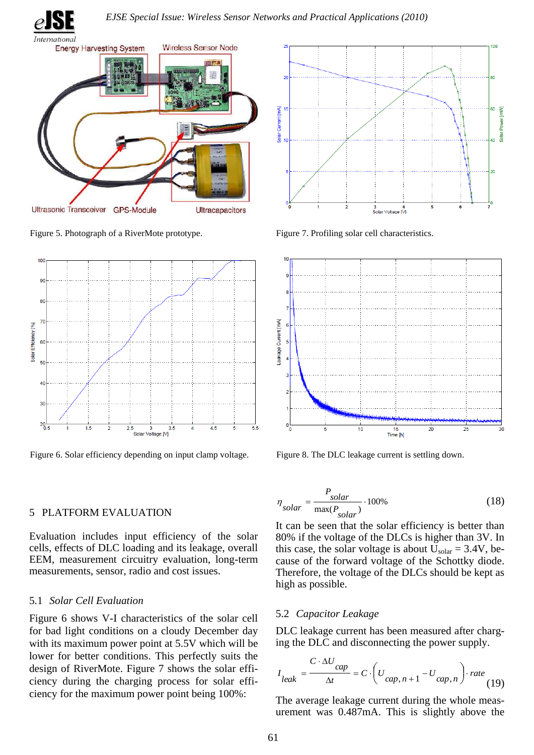Figure 5. Photograph of a RiverMote prototype.

Figure 7. Profiling solar cell characteristics.

Figure 6. Solar efficiency depending on input clamp voltage.

Figure 8. The DLC leakage current is settling down.

## 5 PLATFORM EVALUATION

Evaluation includes input efficiency of the solar cells, effects of DLC loading and its leakage, overall EEM, measurement circuitry evaluation, long-term measurements, sensor, radio and cost issues.

### 5.1 *Solar Cell Evaluation*

Figure 6 shows V-I characteristics of the solar cell for bad light conditions on a cloudy December day with its maximum power point at 5.5V which will be lower for better conditions. This perfectly suits the design of RiverMote. Figure 7 shows the solar efficiency during the charging process for solar efficiency for the maximum power point being 100%:

$$\eta_{solar} = \frac{P_{solar}}{\max(P_{solar})} \cdot 100\% \tag{18}$$

It can be seen that the solar efficiency is better than 80% if the voltage of the DLCs is higher than 3V. In this case, the solar voltage is about $U_{solar}$ = 3.4V, because of the forward voltage of the Schottky diode. Therefore, the voltage of the DLCs should be kept as high as possible.

### 5.2 *Capacitor Leakage*

DLC leakage current has been measured after charging the DLC and disconnecting the power supply.

$$I_{leak} = \frac{C \cdot \Delta U_{cap}}{\Delta t} = C \cdot \left( U_{cap,n+1} - U_{cap,n} \right) \cdot rate \tag{19}$$

The average leakage current during the whole measurement was 0.487mA. This is slightly above the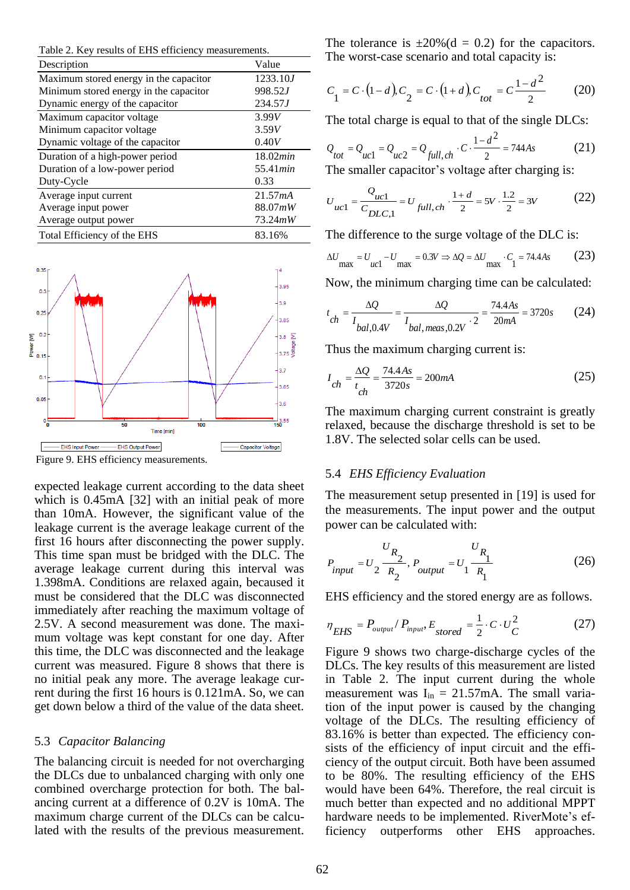Table 2. Key results of EHS efficiency measurements.

| Description | Value |
| --- | --- |
| Maximum stored energy in the capacitor | 1233.10*J* |
| Minimum stored energy in the capacitor | 998.52*J* |
| Dynamic energy of the capacitor | 234.57*J* |
| Maximum capacitor voltage | 3.99*V* |
| Minimum capacitor voltage | 3.59*V* |
| Dynamic voltage of the capacitor | 0.40*V* |
| Duration of a high-power period | 18.02*min* |
| Duration of a low-power period | 55.41*min* |
| Duty-Cycle | 0.33 |
| Average input current | 21.57*mA* |
| Average input power | 88.07*mW* |
| Average output power | 73.24*mW* |
| Total Efficiency of the EHS | 83.16% |

Figure 9. EHS efficiency measurements.

expected leakage current according to the data sheet which is 0.45mA [32] with an initial peak of more than 10mA. However, the significant value of the leakage current is the average leakage current of the first 16 hours after disconnecting the power supply. This time span must be bridged with the DLC. The average leakage current during this interval was 1.398mA. Conditions are relaxed again, becaused it must be considered that the DLC was disconnected immediately after reaching the maximum voltage of 2.5V. A second measurement was done. The maximum voltage was kept constant for one day. After this time, the DLC was disconnected and the leakage current was measured. Figure 8 shows that there is no initial peak any more. The average leakage current during the first 16 hours is 0.121mA. So, we can get down below a third of the value of the data sheet.

## 5.3 *Capacitor Balancing*

The balancing circuit is needed for not overcharging the DLCs due to unbalanced charging with only one combined overcharge protection for both. The balancing current at a difference of 0.2V is 10mA. The maximum charge current of the DLCs can be calculated with the results of the previous measurement. The tolerance is ±20%(d = 0.2) for the capacitors. The worst-case scenario and total capacity is:

$$C_1 = C \cdot (1-d), C_2 = C \cdot (1+d), C_{tot} = C\frac{1-d^2}{2} \tag{20}$$

The total charge is equal to that of the single DLCs:

$$Q_{tot} = Q_{uc1} = Q_{uc2} = Q_{full,ch} \cdot C \cdot \frac{1-d^2}{2} = 744As \tag{21}$$

The smaller capacitor's voltage after charging is:

$$U_{uc1} = \frac{Q_{uc1}}{C_{DLC,1}} = U_{full,ch} \cdot \frac{1+d}{2} = 5V \cdot \frac{1.2}{2} = 3V \tag{22}$$

The difference to the surge voltage of the DLC is:

$$\Delta U_{\max} = U_{uc1} - U_{\max} = 0.3V \Rightarrow \Delta Q = \Delta U_{\max} \cdot C_1 = 74.4As \tag{23}$$

Now, the minimum charging time can be calculated:

$$t_{ch} = \frac{\Delta Q}{I_{bal,0.4V}} = \frac{\Delta Q}{I_{bal,meas,0.2V} \cdot 2} = \frac{74.4As}{20mA} = 3720s \tag{24}$$

Thus the maximum charging current is:

$$I_{ch} = \frac{\Delta Q}{t_{ch}} = \frac{74.4As}{3720s} = 200mA \tag{25}$$

The maximum charging current constraint is greatly relaxed, because the discharge threshold is set to be 1.8V. The selected solar cells can be used.

## 5.4 *EHS Efficiency Evaluation*

The measurement setup presented in [19] is used for the measurements. The input power and the output power can be calculated with:

$$P_{input} = U_2 \frac{U_{R_2}}{R_2}, P_{output} = U_1 \frac{U_{R_1}}{R_1} \tag{26}$$

EHS efficiency and the stored energy are as follows.

$$\eta_{EHS} = P_{output} / P_{input}, E_{stored} = \frac{1}{2} \cdot C \cdot U_C^2 \tag{27}$$

Figure 9 shows two charge-discharge cycles of the DLCs. The key results of this measurement are listed in Table 2. The input current during the whole measurement was $I_{in}$ = 21.57mA. The small variation of the input power is caused by the changing voltage of the DLCs. The resulting efficiency of 83.16% is better than expected. The efficiency consists of the efficiency of input circuit and the efficiency of the output circuit. Both have been assumed to be 80%. The resulting efficiency of the EHS would have been 64%. Therefore, the real circuit is much better than expected and no additional MPPT hardware needs to be implemented. RiverMote's efficiency outperforms other EHS approaches.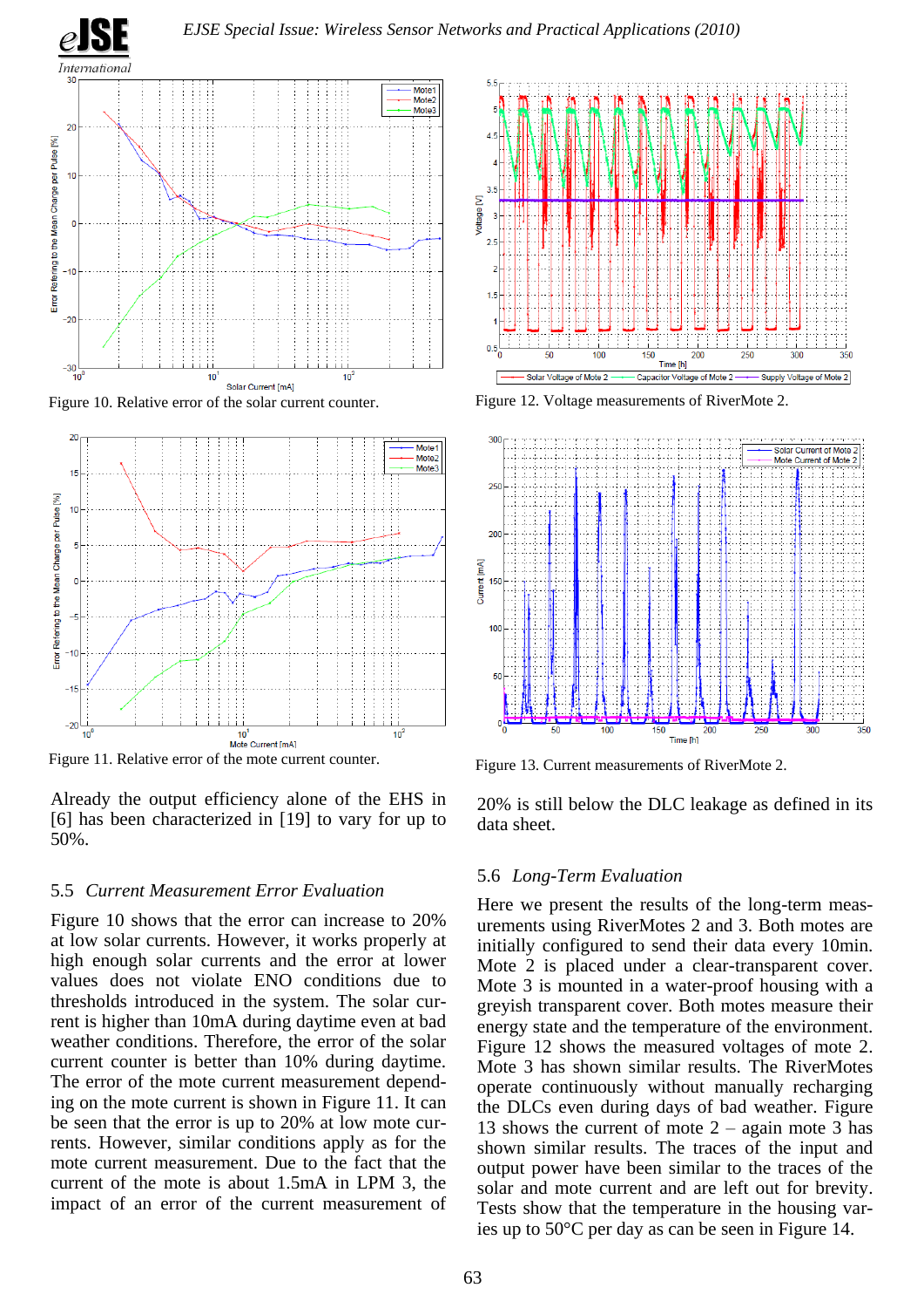Figure 10. Relative error of the solar current counter.

Figure 11. Relative error of the mote current counter.

Already the output efficiency alone of the EHS in [6] has been characterized in [19] to vary for up to 50%.

### 5.5 *Current Measurement Error Evaluation*

Figure 10 shows that the error can increase to 20% at low solar currents. However, it works properly at high enough solar currents and the error at lower values does not violate ENO conditions due to thresholds introduced in the system. The solar current is higher than 10mA during daytime even at bad weather conditions. Therefore, the error of the solar current counter is better than 10% during daytime. The error of the mote current measurement depending on the mote current is shown in Figure 11. It can be seen that the error is up to 20% at low mote currents. However, similar conditions apply as for the mote current measurement. Due to the fact that the current of the mote is about 1.5mA in LPM 3, the impact of an error of the current measurement of 20% is still below the DLC leakage as defined in its data sheet.

Figure 12. Voltage measurements of RiverMote 2.

Figure 13. Current measurements of RiverMote 2.

### 5.6 *Long-Term Evaluation*

Here we present the results of the long-term measurements using RiverMotes 2 and 3. Both motes are initially configured to send their data every 10min. Mote 2 is placed under a clear-transparent cover. Mote 3 is mounted in a water-proof housing with a greyish transparent cover. Both motes measure their energy state and the temperature of the environment. Figure 12 shows the measured voltages of mote 2. Mote 3 has shown similar results. The RiverMotes operate continuously without manually recharging the DLCs even during days of bad weather. Figure 13 shows the current of mote 2 – again mote 3 has shown similar results. The traces of the input and output power have been similar to the traces of the solar and mote current and are left out for brevity. Tests show that the temperature in the housing varies up to 50°C per day as can be seen in Figure 14.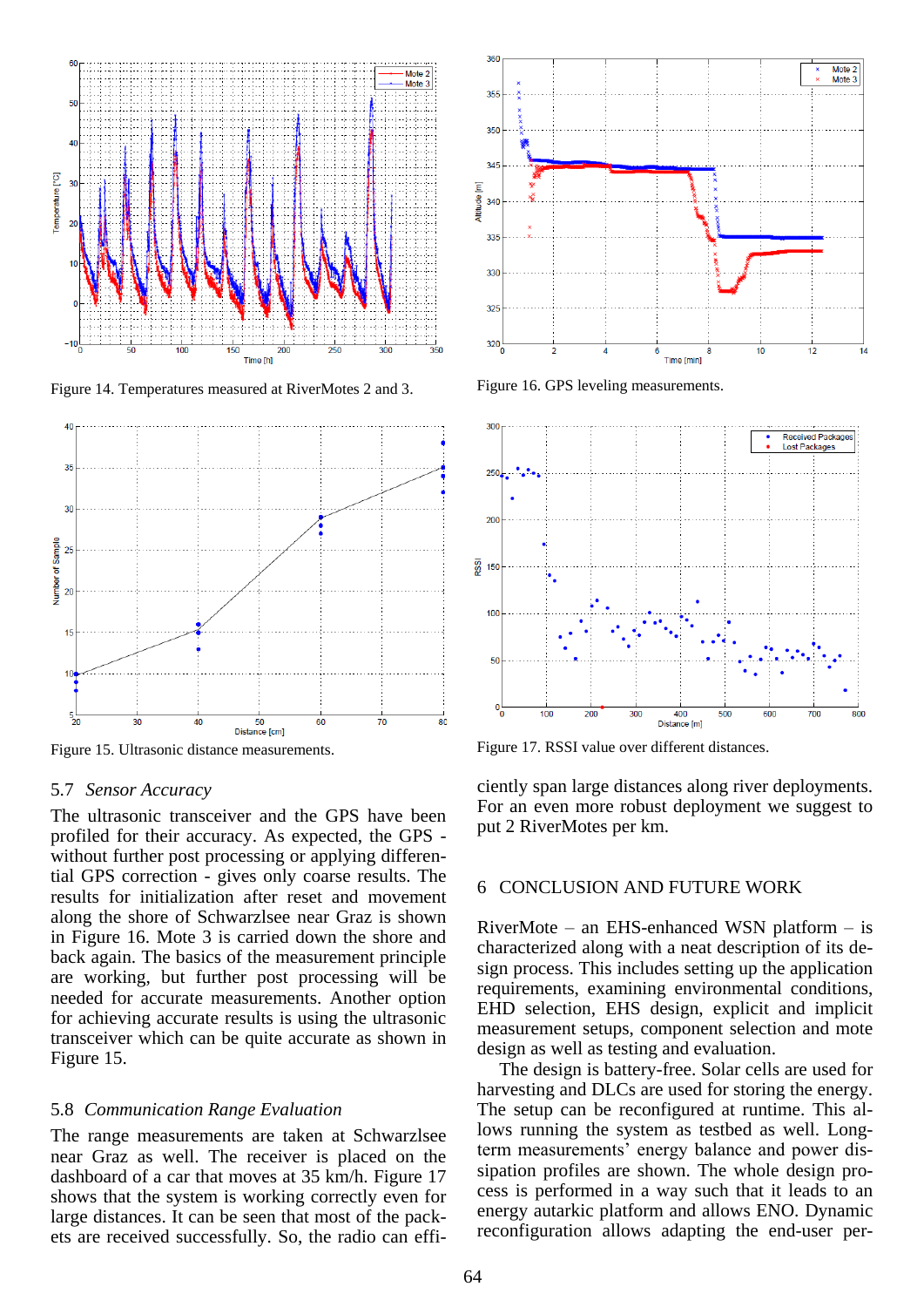Figure 14. Temperatures measured at RiverMotes 2 and 3.

Figure 16. GPS leveling measurements.

Figure 15. Ultrasonic distance measurements.

Figure 17. RSSI value over different distances.

### 5.7 *Sensor Accuracy*

The ultrasonic transceiver and the GPS have been profiled for their accuracy. As expected, the GPS - without further post processing or applying differential GPS correction - gives only coarse results. The results for initialization after reset and movement along the shore of Schwarzlsee near Graz is shown in Figure 16. Mote 3 is carried down the shore and back again. The basics of the measurement principle are working, but further post processing will be needed for accurate measurements. Another option for achieving accurate results is using the ultrasonic transceiver which can be quite accurate as shown in Figure 15.

### 5.8 *Communication Range Evaluation*

The range measurements are taken at Schwarzlsee near Graz as well. The receiver is placed on the dashboard of a car that moves at 35 km/h. Figure 17 shows that the system is working correctly even for large distances. It can be seen that most of the packets are received successfully. So, the radio can efficiently span large distances along river deployments. For an even more robust deployment we suggest to put 2 RiverMotes per km.

## 6 CONCLUSION AND FUTURE WORK

RiverMote – an EHS-enhanced WSN platform – is characterized along with a neat description of its design process. This includes setting up the application requirements, examining environmental conditions, EHD selection, EHS design, explicit and implicit measurement setups, component selection and mote design as well as testing and evaluation.

The design is battery-free. Solar cells are used for harvesting and DLCs are used for storing the energy. The setup can be reconfigured at runtime. This allows running the system as testbed as well. Long-term measurements' energy balance and power dissipation profiles are shown. The whole design process is performed in a way such that it leads to an energy autarkic platform and allows ENO. Dynamic reconfiguration allows adapting the end-user per-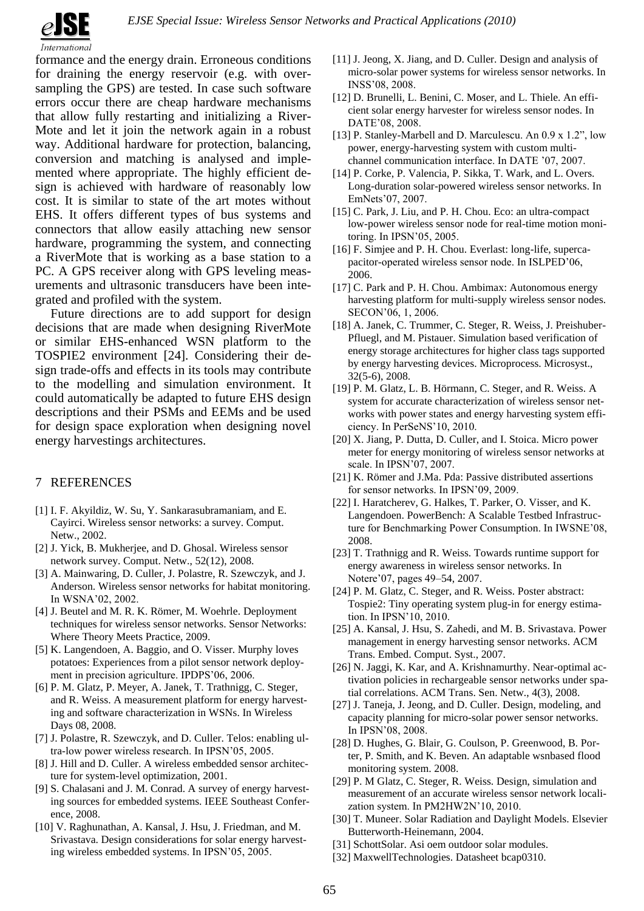formance and the energy drain. Erroneous conditions for draining the energy reservoir (e.g. with over-sampling the GPS) are tested. In case such software errors occur there are cheap hardware mechanisms that allow fully restarting and initializing a RiverMote and let it join the network again in a robust way. Additional hardware for protection, balancing, conversion and matching is analysed and implemented where appropriate. The highly efficient design is achieved with hardware of reasonably low cost. It is similar to state of the art motes without EHS. It offers different types of bus systems and connectors that allow easily attaching new sensor hardware, programming the system, and connecting a RiverMote that is working as a base station to a PC. A GPS receiver along with GPS leveling measurements and ultrasonic transducers have been integrated and profiled with the system.

Future directions are to add support for design decisions that are made when designing RiverMote or similar EHS-enhanced WSN platform to the TOSPIE2 environment [24]. Considering their design trade-offs and effects in its tools may contribute to the modelling and simulation environment. It could automatically be adapted to future EHS design descriptions and their PSMs and EEMs and be used for design space exploration when designing novel energy harvestings architectures.

## 7 REFERENCES

[1] I. F. Akyildiz, W. Su, Y. Sankarasubramaniam, and E. Cayirci. Wireless sensor networks: a survey. Comput. Netw., 2002.

[2] J. Yick, B. Mukherjee, and D. Ghosal. Wireless sensor network survey. Comput. Netw., 52(12), 2008.

[3] A. Mainwaring, D. Culler, J. Polastre, R. Szewczyk, and J. Anderson. Wireless sensor networks for habitat monitoring. In WSNA'02, 2002.

[4] J. Beutel and M. R. K. Römer, M. Woehrle. Deployment techniques for wireless sensor networks. Sensor Networks: Where Theory Meets Practice, 2009.

[5] K. Langendoen, A. Baggio, and O. Visser. Murphy loves potatoes: Experiences from a pilot sensor network deployment in precision agriculture. IPDPS'06, 2006.

[6] P. M. Glatz, P. Meyer, A. Janek, T. Trathnigg, C. Steger, and R. Weiss. A measurement platform for energy harvesting and software characterization in WSNs. In Wireless Days 08, 2008.

[7] J. Polastre, R. Szewczyk, and D. Culler. Telos: enabling ultra-low power wireless research. In IPSN'05, 2005.

[8] J. Hill and D. Culler. A wireless embedded sensor architecture for system-level optimization, 2001.

[9] S. Chalasani and J. M. Conrad. A survey of energy harvesting sources for embedded systems. IEEE Southeast Conference, 2008.

[10] V. Raghunathan, A. Kansal, J. Hsu, J. Friedman, and M. Srivastava. Design considerations for solar energy harvesting wireless embedded systems. In IPSN'05, 2005.

[11] J. Jeong, X. Jiang, and D. Culler. Design and analysis of micro-solar power systems for wireless sensor networks. In INSS'08, 2008.

[12] D. Brunelli, L. Benini, C. Moser, and L. Thiele. An efficient solar energy harvester for wireless sensor nodes. In DATE'08, 2008.

[13] P. Stanley-Marbell and D. Marculescu. An 0.9 x 1.2", low power, energy-harvesting system with custom multi-channel communication interface. In DATE '07, 2007.

[14] P. Corke, P. Valencia, P. Sikka, T. Wark, and L. Overs. Long-duration solar-powered wireless sensor networks. In EmNets'07, 2007.

[15] C. Park, J. Liu, and P. H. Chou. Eco: an ultra-compact low-power wireless sensor node for real-time motion monitoring. In IPSN'05, 2005.

[16] F. Simjee and P. H. Chou. Everlast: long-life, supercapacitor-operated wireless sensor node. In ISLPED'06, 2006.

[17] C. Park and P. H. Chou. Ambimax: Autonomous energy harvesting platform for multi-supply wireless sensor nodes. SECON'06, 1, 2006.

[18] A. Janek, C. Trummer, C. Steger, R. Weiss, J. Preishuber-Pfluegl, and M. Pistauer. Simulation based verification of energy storage architectures for higher class tags supported by energy harvesting devices. Microprocess. Microsyst., 32(5-6), 2008.

[19] P. M. Glatz, L. B. Hörmann, C. Steger, and R. Weiss. A system for accurate characterization of wireless sensor networks with power states and energy harvesting system efficiency. In PerSeNS'10, 2010.

[20] X. Jiang, P. Dutta, D. Culler, and I. Stoica. Micro power meter for energy monitoring of wireless sensor networks at scale. In IPSN'07, 2007.

[21] K. Römer and J.Ma. Pda: Passive distributed assertions for sensor networks. In IPSN'09, 2009.

[22] I. Haratcherev, G. Halkes, T. Parker, O. Visser, and K. Langendoen. PowerBench: A Scalable Testbed Infrastructure for Benchmarking Power Consumption. In IWSNE'08, 2008.

[23] T. Trathnigg and R. Weiss. Towards runtime support for energy awareness in wireless sensor networks. In Notere'07, pages 49–54, 2007.

[24] P. M. Glatz, C. Steger, and R. Weiss. Poster abstract: Tospie2: Tiny operating system plug-in for energy estimation. In IPSN'10, 2010.

[25] A. Kansal, J. Hsu, S. Zahedi, and M. B. Srivastava. Power management in energy harvesting sensor networks. ACM Trans. Embed. Comput. Syst., 2007.

[26] N. Jaggi, K. Kar, and A. Krishnamurthy. Near-optimal activation policies in rechargeable sensor networks under spatial correlations. ACM Trans. Sen. Netw., 4(3), 2008.

[27] J. Taneja, J. Jeong, and D. Culler. Design, modeling, and capacity planning for micro-solar power sensor networks. In IPSN'08, 2008.

[28] D. Hughes, G. Blair, G. Coulson, P. Greenwood, B. Porter, P. Smith, and K. Beven. An adaptable wsnbased flood monitoring system. 2008.

[29] P. M Glatz, C. Steger, R. Weiss. Design, simulation and measurement of an accurate wireless sensor network localization system. In PM2HW2N'10, 2010.

[30] T. Muneer. Solar Radiation and Daylight Models. Elsevier Butterworth-Heinemann, 2004.

[31] SchottSolar. Asi oem outdoor solar modules.

[32] MaxwellTechnologies. Datasheet bcap0310.